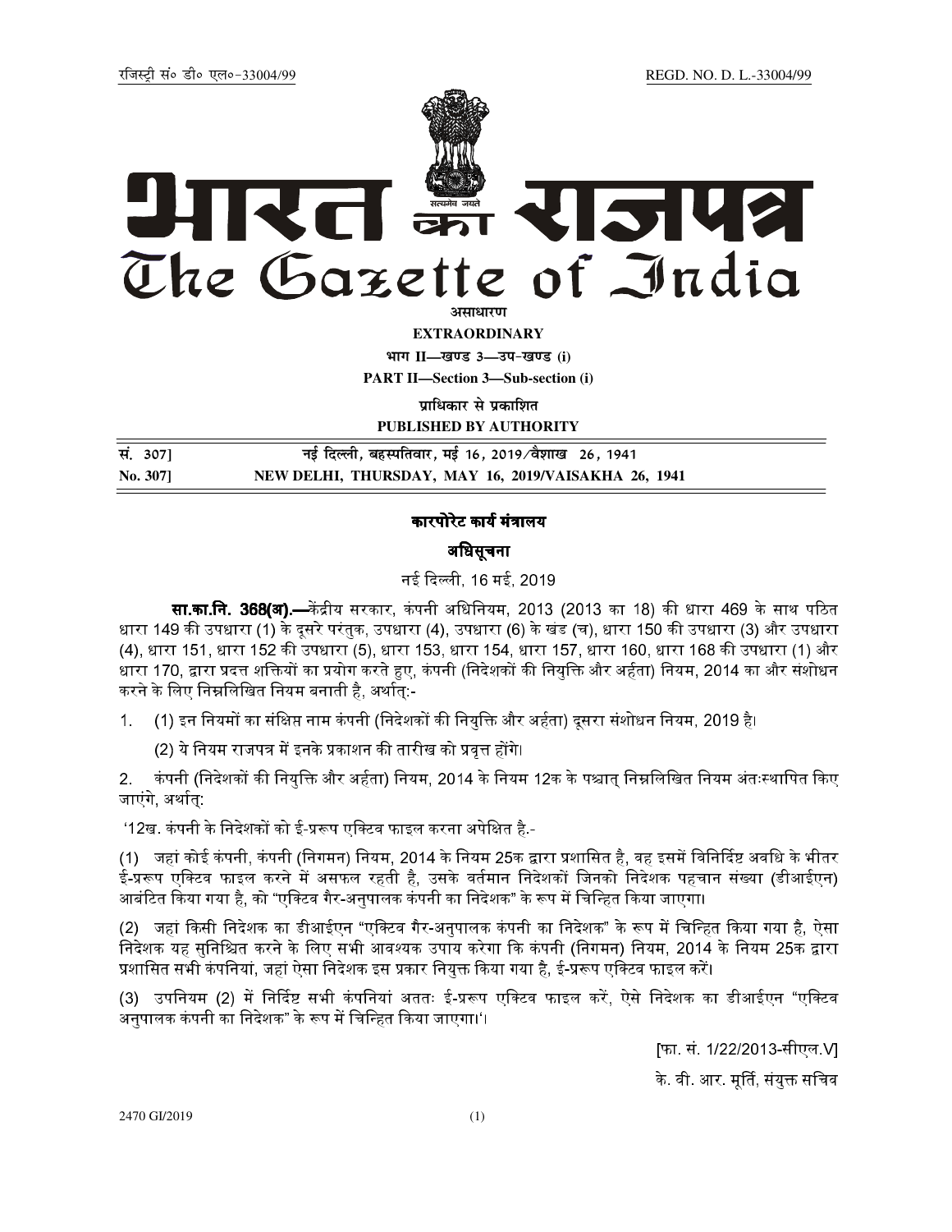रजिस्ट्री सं० डी० एल०-33004/99 REGD. NO. D. L.-33004/99

# भारत का राजपत्र
# The Gazette of India

असाधारण

**EXTRAORDINARY**

भाग II—खण्ड 3—उप-खण्ड (i)

**PART II—Section 3—Sub-section (i)**

प्राधिकार से प्रकाशित

**PUBLISHED BY AUTHORITY**

| सं. 307] | नई दिल्ली, बहस्पतिवार, मई 16, 2019/वैशाख 26, 1941 |
|---|---|
| **No. 307]** | **NEW DELHI, THURSDAY, MAY 16, 2019/VAISAKHA 26, 1941** |

## कारपोरेट कार्य मंत्रालय

## अधिसूचना

नई दिल्ली, 16 मई, 2019

**सा.का.नि. 368(अ).—**केंद्रीय सरकार, कंपनी अधिनियम, 2013 (2013 का 18) की धारा 469 के साथ पठित धारा 149 की उपधारा (1) के दूसरे परंतुक, उपधारा (4), उपधारा (6) के खंड (च), धारा 150 की उपधारा (3) और उपधारा (4), धारा 151, धारा 152 की उपधारा (5), धारा 153, धारा 154, धारा 157, धारा 160, धारा 168 की उपधारा (1) और धारा 170, द्वारा प्रदत्त शक्तियों का प्रयोग करते हुए, कंपनी (निदेशकों की नियुक्ति और अर्हता) नियम, 2014 का और संशोधन करने के लिए निम्नलिखित नियम बनाती है, अर्थात्:-

1. (1) इन नियमों का संक्षिप्त नाम कंपनी (निदेशकों की नियुक्ति और अर्हता) दूसरा संशोधन नियम, 2019 है।

   (2) ये नियम राजपत्र में इनके प्रकाशन की तारीख को प्रवृत्त होंगे।

2. कंपनी (निदेशकों की नियुक्ति और अर्हता) नियम, 2014 के नियम 12क के पश्चात् निम्नलिखित नियम अंतःस्थापित किए जाएंगे, अर्थात्:

'12ख. कंपनी के निदेशकों को ई-प्ररूप एक्टिव फाइल करना अपेक्षित है.-

(1) जहां कोई कंपनी, कंपनी (निगमन) नियम, 2014 के नियम 25क द्वारा प्रशासित है, वह इसमें विनिर्दिष्ट अवधि के भीतर ई-प्ररूप एक्टिव फाइल करने में असफल रहती है, उसके वर्तमान निदेशकों जिनको निदेशक पहचान संख्या (डीआईएन) आबंटित किया गया है, को "एक्टिव गैर-अनुपालक कंपनी का निदेशक" के रूप में चिन्हित किया जाएगा।

(2) जहां किसी निदेशक का डीआईएन "एक्टिव गैर-अनुपालक कंपनी का निदेशक" के रूप में चिन्हित किया गया है, ऐसा निदेशक यह सुनिश्चित करने के लिए सभी आवश्यक उपाय करेगा कि कंपनी (निगमन) नियम, 2014 के नियम 25क द्वारा प्रशासित सभी कंपनियां, जहां ऐसा निदेशक इस प्रकार नियुक्त किया गया है, ई-प्ररूप एक्टिव फाइल करें।

(3) उपनियम (2) में निर्दिष्ट सभी कंपनियां अततः ई-प्ररूप एक्टिव फाइल करें, ऐसे निदेशक का डीआईएन "एक्टिव अनुपालक कंपनी का निदेशक" के रूप में चिन्हित किया जाएगा।'।

[फा. सं. 1/22/2013-सीएल.V]

के. वी. आर. मूर्ति, संयुक्त सचिव

2470 GI/2019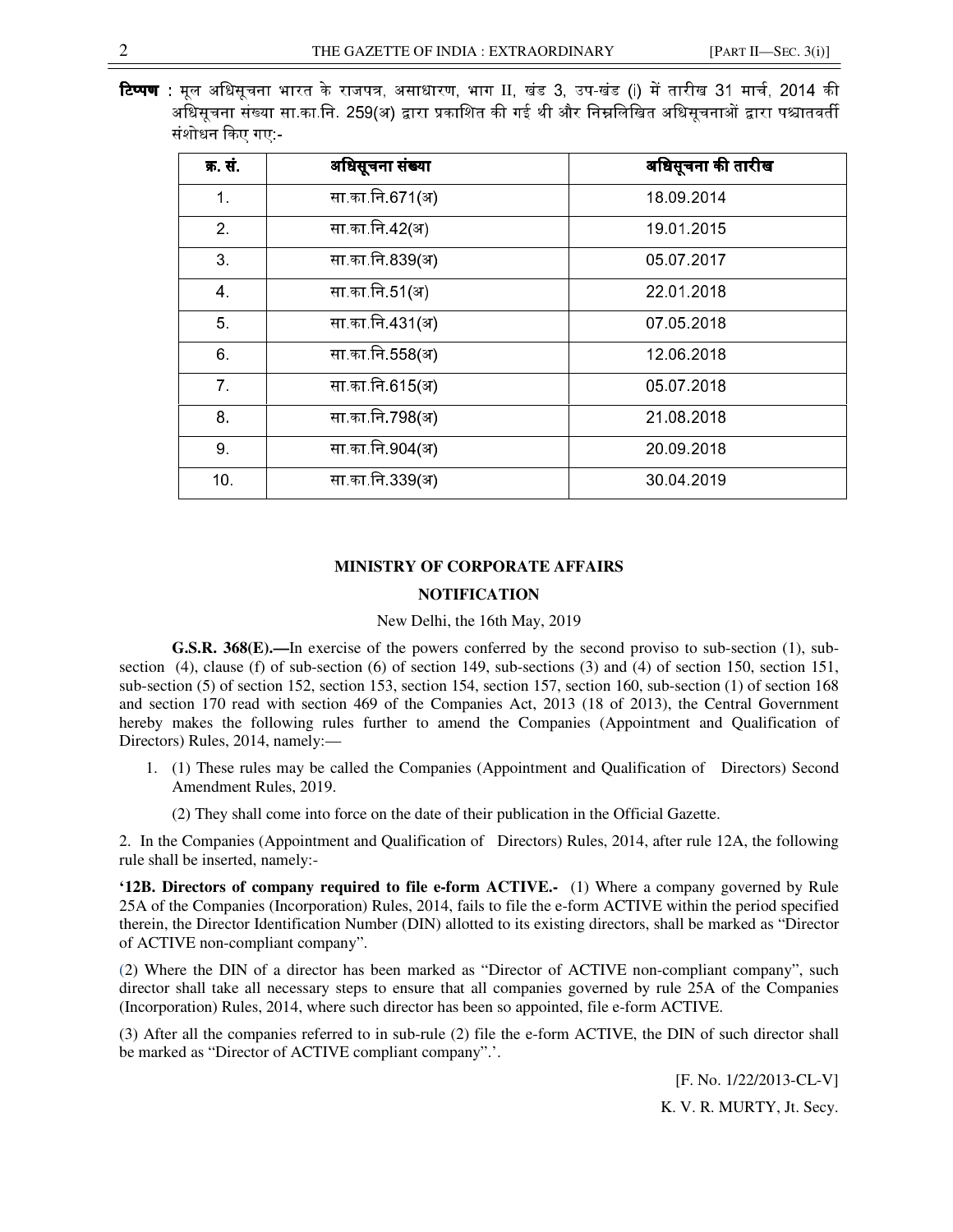**टिप्पण** : मूल अधिसूचना भारत के राजपत्र, असाधारण, भाग II, खंड 3, उप-खंड (i) में तारीख 31 मार्च, 2014 की अधिसूचना संख्या सा.का.नि. 259(अ) द्वारा प्रकाशित की गई थी और निम्नलिखित अधिसूचनाओं द्वारा पश्चातवर्ती संशोधन किए गए:-

| क्र. सं. | अधिसूचना संख्या | अधिसूचना की तारीख |
|---|---|---|
| 1. | सा.का.नि.671(अ) | 18.09.2014 |
| 2. | सा.का.नि.42(अ) | 19.01.2015 |
| 3. | सा.का.नि.839(अ) | 05.07.2017 |
| 4. | सा.का.नि.51(अ) | 22.01.2018 |
| 5. | सा.का.नि.431(अ) | 07.05.2018 |
| 6. | सा.का.नि.558(अ) | 12.06.2018 |
| 7. | सा.का.नि.615(अ) | 05.07.2018 |
| 8. | सा.का.नि.798(अ) | 21.08.2018 |
| 9. | सा.का.नि.904(अ) | 20.09.2018 |
| 10. | सा.का.नि.339(अ) | 30.04.2019 |

## MINISTRY OF CORPORATE AFFAIRS

## NOTIFICATION

New Delhi, the 16th May, 2019

**G.S.R. 368(E).—**In exercise of the powers conferred by the second proviso to sub-section (1), sub-section (4), clause (f) of sub-section (6) of section 149, sub-sections (3) and (4) of section 150, section 151, sub-section (5) of section 152, section 153, section 154, section 157, section 160, sub-section (1) of section 168 and section 170 read with section 469 of the Companies Act, 2013 (18 of 2013), the Central Government hereby makes the following rules further to amend the Companies (Appointment and Qualification of Directors) Rules, 2014, namely:—

1. (1) These rules may be called the Companies (Appointment and Qualification of Directors) Second Amendment Rules, 2019.

   (2) They shall come into force on the date of their publication in the Official Gazette.

2. In the Companies (Appointment and Qualification of Directors) Rules, 2014, after rule 12A, the following rule shall be inserted, namely:-

**'12B. Directors of company required to file e-form ACTIVE.-** (1) Where a company governed by Rule 25A of the Companies (Incorporation) Rules, 2014, fails to file the e-form ACTIVE within the period specified therein, the Director Identification Number (DIN) allotted to its existing directors, shall be marked as "Director of ACTIVE non-compliant company".

(2) Where the DIN of a director has been marked as "Director of ACTIVE non-compliant company", such director shall take all necessary steps to ensure that all companies governed by rule 25A of the Companies (Incorporation) Rules, 2014, where such director has been so appointed, file e-form ACTIVE.

(3) After all the companies referred to in sub-rule (2) file the e-form ACTIVE, the DIN of such director shall be marked as "Director of ACTIVE compliant company".'.

[F. No. 1/22/2013-CL-V]

K. V. R. MURTY, Jt. Secy.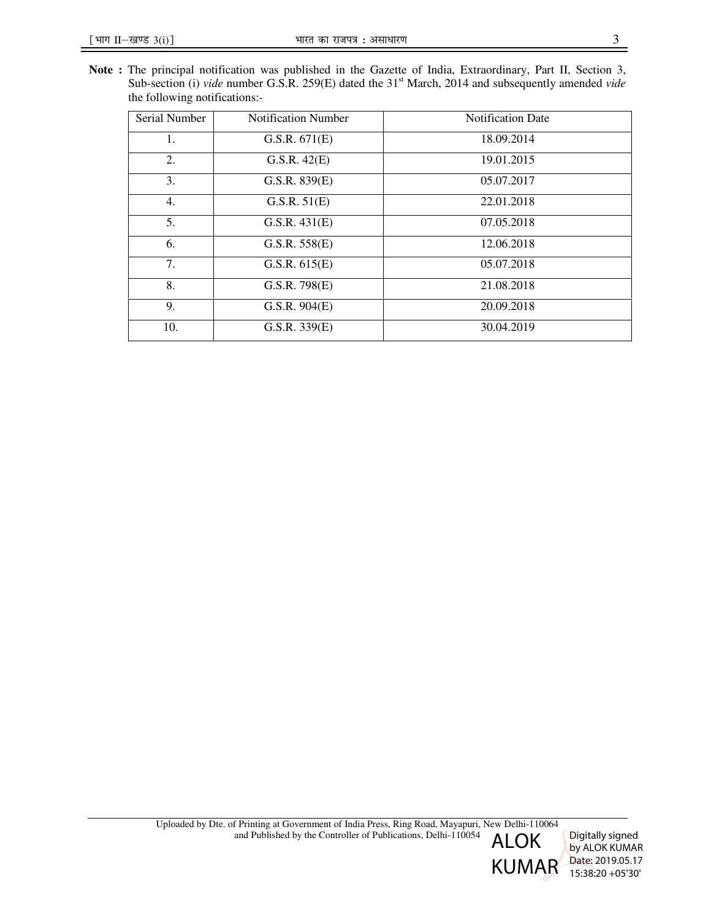**Note :** The principal notification was published in the Gazette of India, Extraordinary, Part II, Section 3, Sub-section (i) *vide* number G.S.R. 259(E) dated the 31st March, 2014 and subsequently amended *vide* the following notifications:-

| Serial Number | Notification Number | Notification Date |
|---|---|---|
| 1. | G.S.R. 671(E) | 18.09.2014 |
| 2. | G.S.R. 42(E) | 19.01.2015 |
| 3. | G.S.R. 839(E) | 05.07.2017 |
| 4. | G.S.R. 51(E) | 22.01.2018 |
| 5. | G.S.R. 431(E) | 07.05.2018 |
| 6. | G.S.R. 558(E) | 12.06.2018 |
| 7. | G.S.R. 615(E) | 05.07.2018 |
| 8. | G.S.R. 798(E) | 21.08.2018 |
| 9. | G.S.R. 904(E) | 20.09.2018 |
| 10. | G.S.R. 339(E) | 30.04.2019 |

Uploaded by Dte. of Printing at Government of India Press, Ring Road, Mayapuri, New Delhi-110064 and Published by the Controller of Publications, Delhi-110054

ALOK KUMAR Digitally signed by ALOK KUMAR Date: 2019.05.17 15:38:20 +05'30'